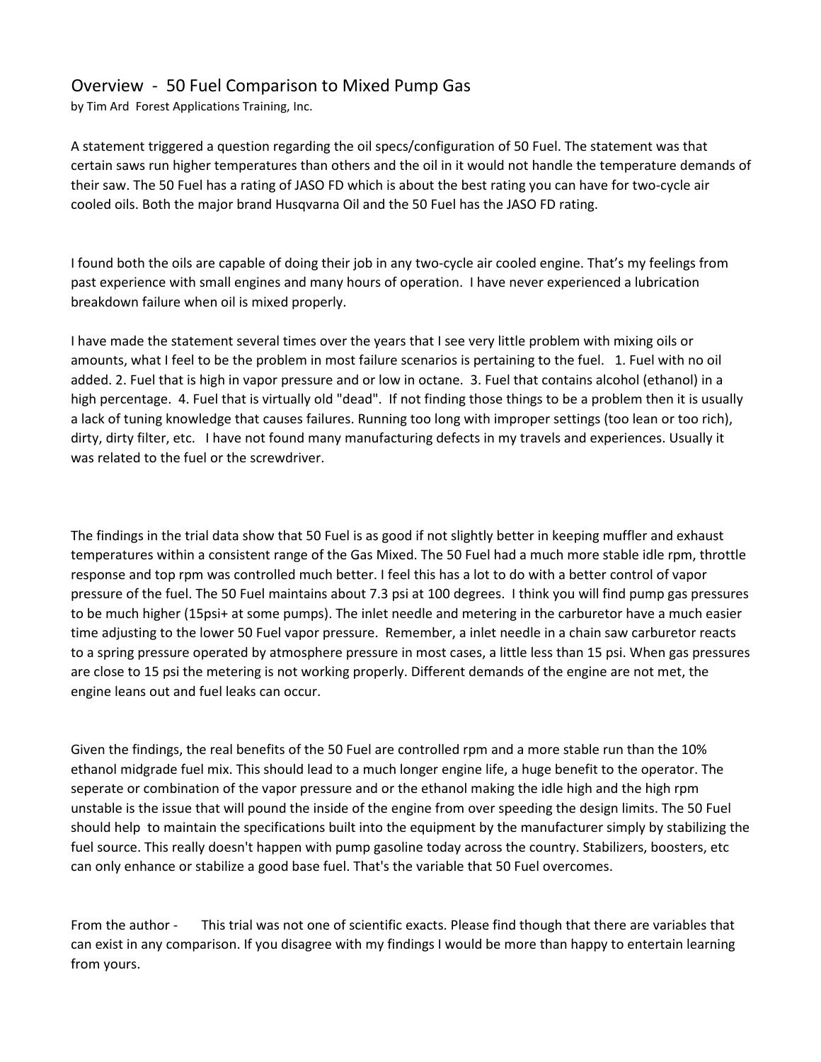# Overview - 50 Fuel Comparison to Mixed Pump Gas

by Tim Ard Forest Applications Training, Inc.

A statement triggered a question regarding the oil specs/configuration of 50 Fuel. The statement was that certain saws run higher temperatures than others and the oil in it would not handle the temperature demands of their saw. The 50 Fuel has a rating of JASO FD which is about the best rating you can have for two-cycle air cooled oils. Both the major brand Husqvarna Oil and the 50 Fuel has the JASO FD rating.

I found both the oils are capable of doing their job in any two-cycle air cooled engine. That's my feelings from past experience with small engines and many hours of operation. I have never experienced a lubrication breakdown failure when oil is mixed properly.

I have made the statement several times over the years that I see very little problem with mixing oils or amounts, what I feel to be the problem in most failure scenarios is pertaining to the fuel. 1. Fuel with no oil added. 2. Fuel that is high in vapor pressure and or low in octane. 3. Fuel that contains alcohol (ethanol) in a high percentage. 4. Fuel that is virtually old "dead". If not finding those things to be a problem then it is usually a lack of tuning knowledge that causes failures. Running too long with improper settings (too lean or too rich), dirty, dirty filter, etc. I have not found many manufacturing defects in my travels and experiences. Usually it was related to the fuel or the screwdriver.

The findings in the trial data show that 50 Fuel is as good if not slightly better in keeping muffler and exhaust temperatures within a consistent range of the Gas Mixed. The 50 Fuel had a much more stable idle rpm, throttle response and top rpm was controlled much better. I feel this has a lot to do with a better control of vapor pressure of the fuel. The 50 Fuel maintains about 7.3 psi at 100 degrees. I think you will find pump gas pressures to be much higher (15psi+ at some pumps). The inlet needle and metering in the carburetor have a much easier time adjusting to the lower 50 Fuel vapor pressure. Remember, a inlet needle in a chain saw carburetor reacts to a spring pressure operated by atmosphere pressure in most cases, a little less than 15 psi. When gas pressures are close to 15 psi the metering is not working properly. Different demands of the engine are not met, the engine leans out and fuel leaks can occur.

Given the findings, the real benefits of the 50 Fuel are controlled rpm and a more stable run than the 10% ethanol midgrade fuel mix. This should lead to a much longer engine life, a huge benefit to the operator. The seperate or combination of the vapor pressure and or the ethanol making the idle high and the high rpm unstable is the issue that will pound the inside of the engine from over speeding the design limits. The 50 Fuel should help to maintain the specifications built into the equipment by the manufacturer simply by stabilizing the fuel source. This really doesn't happen with pump gasoline today across the country. Stabilizers, boosters, etc can only enhance or stabilize a good base fuel. That's the variable that 50 Fuel overcomes.

From the author - This trial was not one of scientific exacts. Please find though that there are variables that can exist in any comparison. If you disagree with my findings I would be more than happy to entertain learning from yours.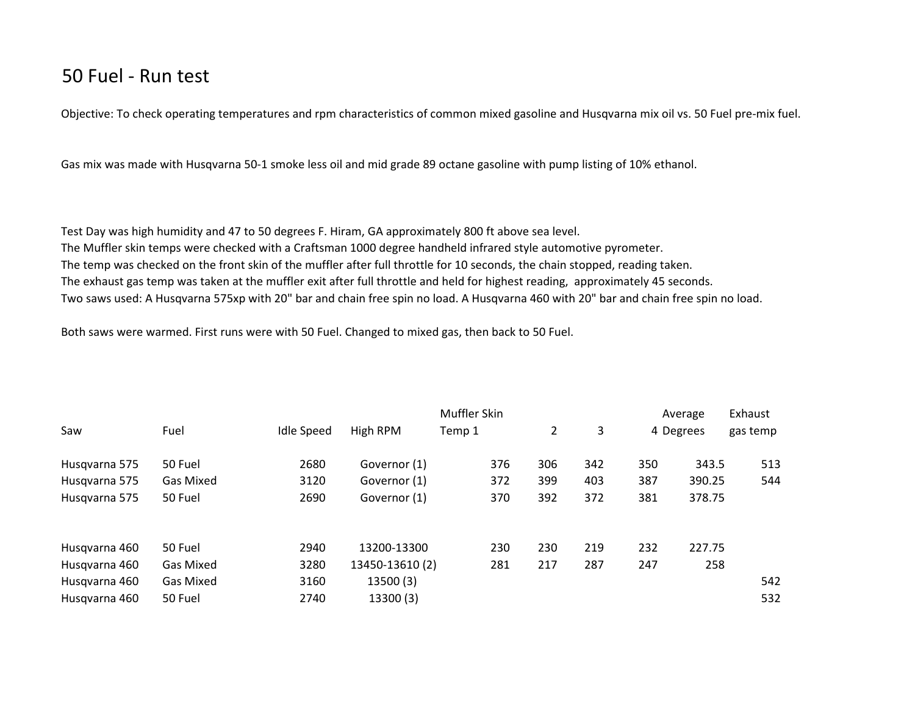# 50 Fuel - Run test

Objective: To check operating temperatures and rpm characteristics of common mixed gasoline and Husqvarna mix oil vs. 50 Fuel pre-mix fuel.

Gas mix was made with Husqvarna 50-1 smoke less oil and mid grade 89 octane gasoline with pump listing of 10% ethanol.

Test Day was high humidity and 47 to 50 degrees F. Hiram, GA approximately 800 ft above sea level.
The Muffler skin temps were checked with a Craftsman 1000 degree handheld infrared style automotive pyrometer.
The temp was checked on the front skin of the muffler after full throttle for 10 seconds, the chain stopped, reading taken.
The exhaust gas temp was taken at the muffler exit after full throttle and held for highest reading, approximately 45 seconds.
Two saws used: A Husqvarna 575xp with 20" bar and chain free spin no load. A Husqvarna 460 with 20" bar and chain free spin no load.

Both saws were warmed. First runs were with 50 Fuel. Changed to mixed gas, then back to 50 Fuel.

| Saw | Fuel | Idle Speed | High RPM | Muffler Skin Temp 1 | 2 | 3 | 4 | Average Degrees | Exhaust gas temp |
|---|---|---|---|---|---|---|---|---|---|
| Husqvarna 575 | 50 Fuel | 2680 | Governor (1) | 376 | 306 | 342 | 350 | 343.5 | 513 |
| Husqvarna 575 | Gas Mixed | 3120 | Governor (1) | 372 | 399 | 403 | 387 | 390.25 | 544 |
| Husqvarna 575 | 50 Fuel | 2690 | Governor (1) | 370 | 392 | 372 | 381 | 378.75 | |
| | | | | | | | | | |
| Husqvarna 460 | 50 Fuel | 2940 | 13200-13300 | 230 | 230 | 219 | 232 | 227.75 | |
| Husqvarna 460 | Gas Mixed | 3280 | 13450-13610 (2) | 281 | 217 | 287 | 247 | 258 | |
| Husqvarna 460 | Gas Mixed | 3160 | 13500 (3) | | | | | | 542 |
| Husqvarna 460 | 50 Fuel | 2740 | 13300 (3) | | | | | | 532 |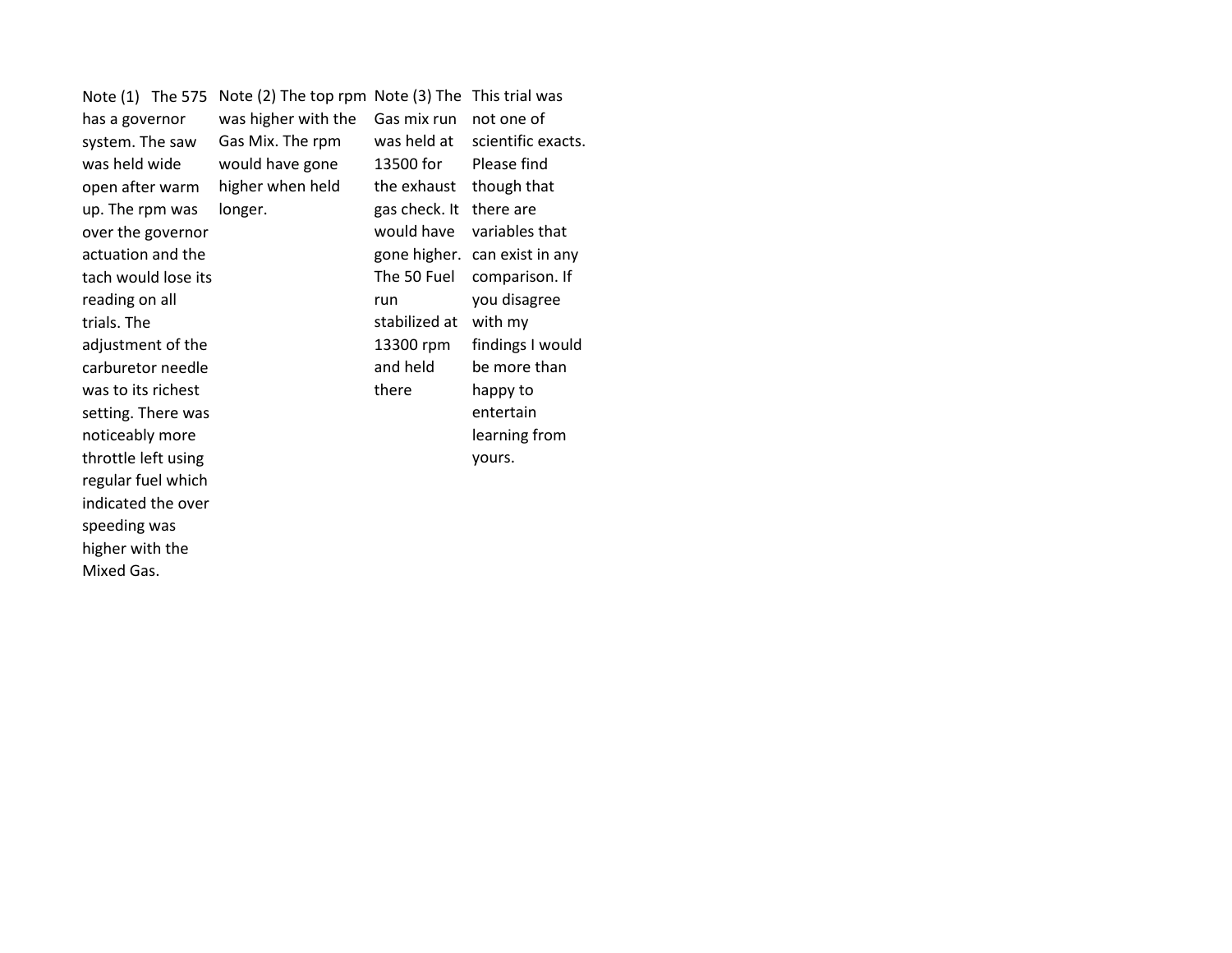Note (1) The 575 has a governor system. The saw was held wide open after warm up. The rpm was over the governor actuation and the tach would lose its reading on all trials. The adjustment of the carburetor needle was to its richest setting. There was noticeably more throttle left using regular fuel which indicated the over speeding was higher with the Mixed Gas.

Note (2) The top rpm was higher with the Gas Mix. The rpm would have gone higher when held longer.

Note (3) The Gas mix run was held at 13500 for the exhaust gas check. It would have gone higher. The 50 Fuel run stabilized at 13300 rpm and held there

This trial was not one of scientific exacts. Please find though that there are variables that can exist in any comparison. If you disagree with my findings I would be more than happy to entertain learning from yours.